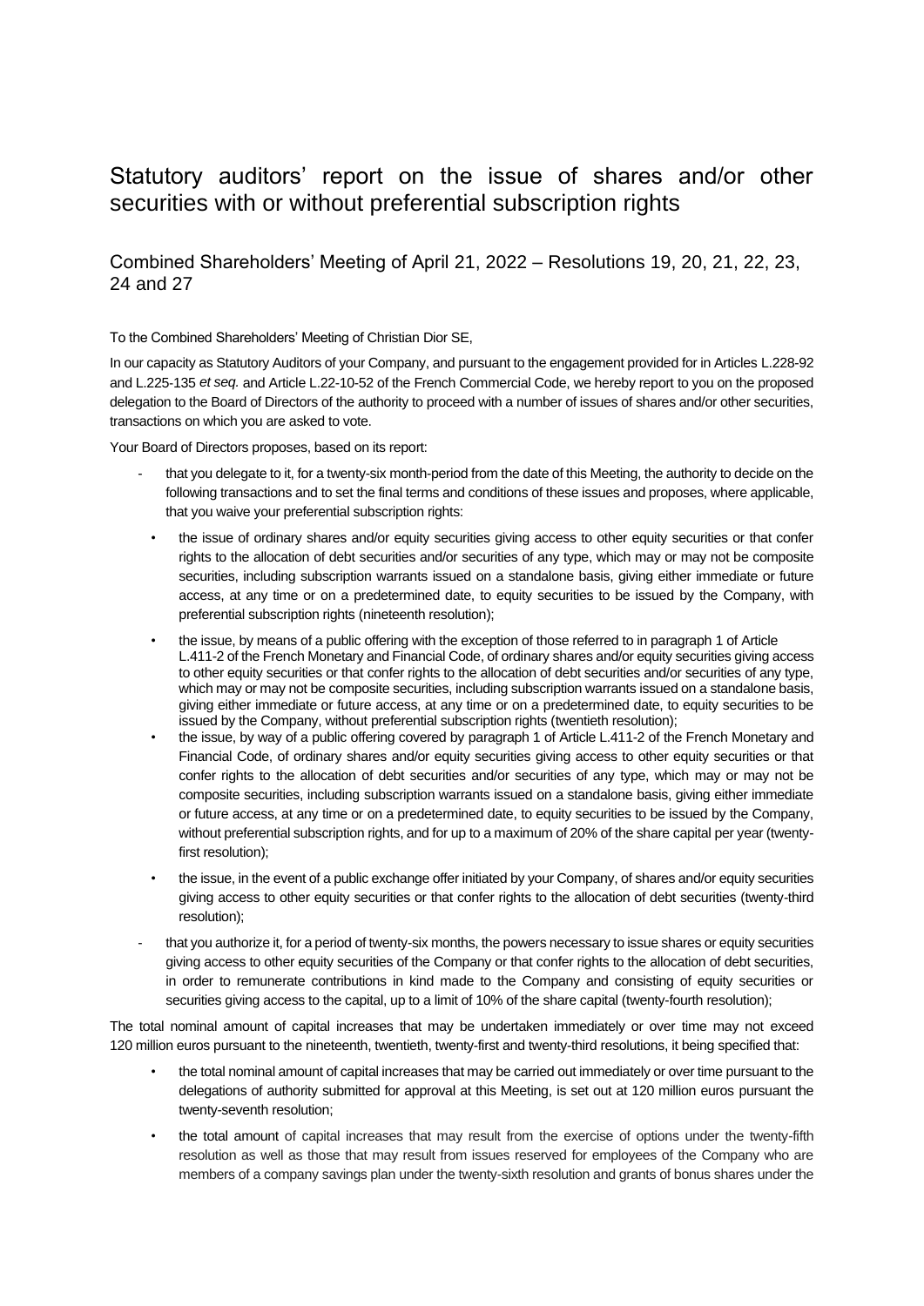# Statutory auditors' report on the issue of shares and/or other securities with or without preferential subscription rights

## Combined Shareholders' Meeting of April 21, 2022 – Resolutions 19, 20, 21, 22, 23, 24 and 27

To the Combined Shareholders' Meeting of Christian Dior SE,

In our capacity as Statutory Auditors of your Company, and pursuant to the engagement provided for in Articles L.228-92 and L.225-135 *et seq.* and Article L.22-10-52 of the French Commercial Code, we hereby report to you on the proposed delegation to the Board of Directors of the authority to proceed with a number of issues of shares and/or other securities, transactions on which you are asked to vote.

Your Board of Directors proposes, based on its report:

- that you delegate to it, for a twenty-six month-period from the date of this Meeting, the authority to decide on the following transactions and to set the final terms and conditions of these issues and proposes, where applicable, that you waive your preferential subscription rights:
  - the issue of ordinary shares and/or equity securities giving access to other equity securities or that confer rights to the allocation of debt securities and/or securities of any type, which may or may not be composite securities, including subscription warrants issued on a standalone basis, giving either immediate or future access, at any time or on a predetermined date, to equity securities to be issued by the Company, with preferential subscription rights (nineteenth resolution);
  - the issue, by means of a public offering with the exception of those referred to in paragraph 1 of Article L.411-2 of the French Monetary and Financial Code, of ordinary shares and/or equity securities giving access to other equity securities or that confer rights to the allocation of debt securities and/or securities of any type, which may or may not be composite securities, including subscription warrants issued on a standalone basis, giving either immediate or future access, at any time or on a predetermined date, to equity securities to be issued by the Company, without preferential subscription rights (twentieth resolution);
  - the issue, by way of a public offering covered by paragraph 1 of Article L.411-2 of the French Monetary and Financial Code, of ordinary shares and/or equity securities giving access to other equity securities or that confer rights to the allocation of debt securities and/or securities of any type, which may or may not be composite securities, including subscription warrants issued on a standalone basis, giving either immediate or future access, at any time or on a predetermined date, to equity securities to be issued by the Company, without preferential subscription rights, and for up to a maximum of 20% of the share capital per year (twenty-first resolution);
  - the issue, in the event of a public exchange offer initiated by your Company, of shares and/or equity securities giving access to other equity securities or that confer rights to the allocation of debt securities (twenty-third resolution);
- that you authorize it, for a period of twenty-six months, the powers necessary to issue shares or equity securities giving access to other equity securities of the Company or that confer rights to the allocation of debt securities, in order to remunerate contributions in kind made to the Company and consisting of equity securities or securities giving access to the capital, up to a limit of 10% of the share capital (twenty-fourth resolution);

The total nominal amount of capital increases that may be undertaken immediately or over time may not exceed 120 million euros pursuant to the nineteenth, twentieth, twenty-first and twenty-third resolutions, it being specified that:

- the total nominal amount of capital increases that may be carried out immediately or over time pursuant to the delegations of authority submitted for approval at this Meeting, is set out at 120 million euros pursuant the twenty-seventh resolution;
- the total amount of capital increases that may result from the exercise of options under the twenty-fifth resolution as well as those that may result from issues reserved for employees of the Company who are members of a company savings plan under the twenty-sixth resolution and grants of bonus shares under the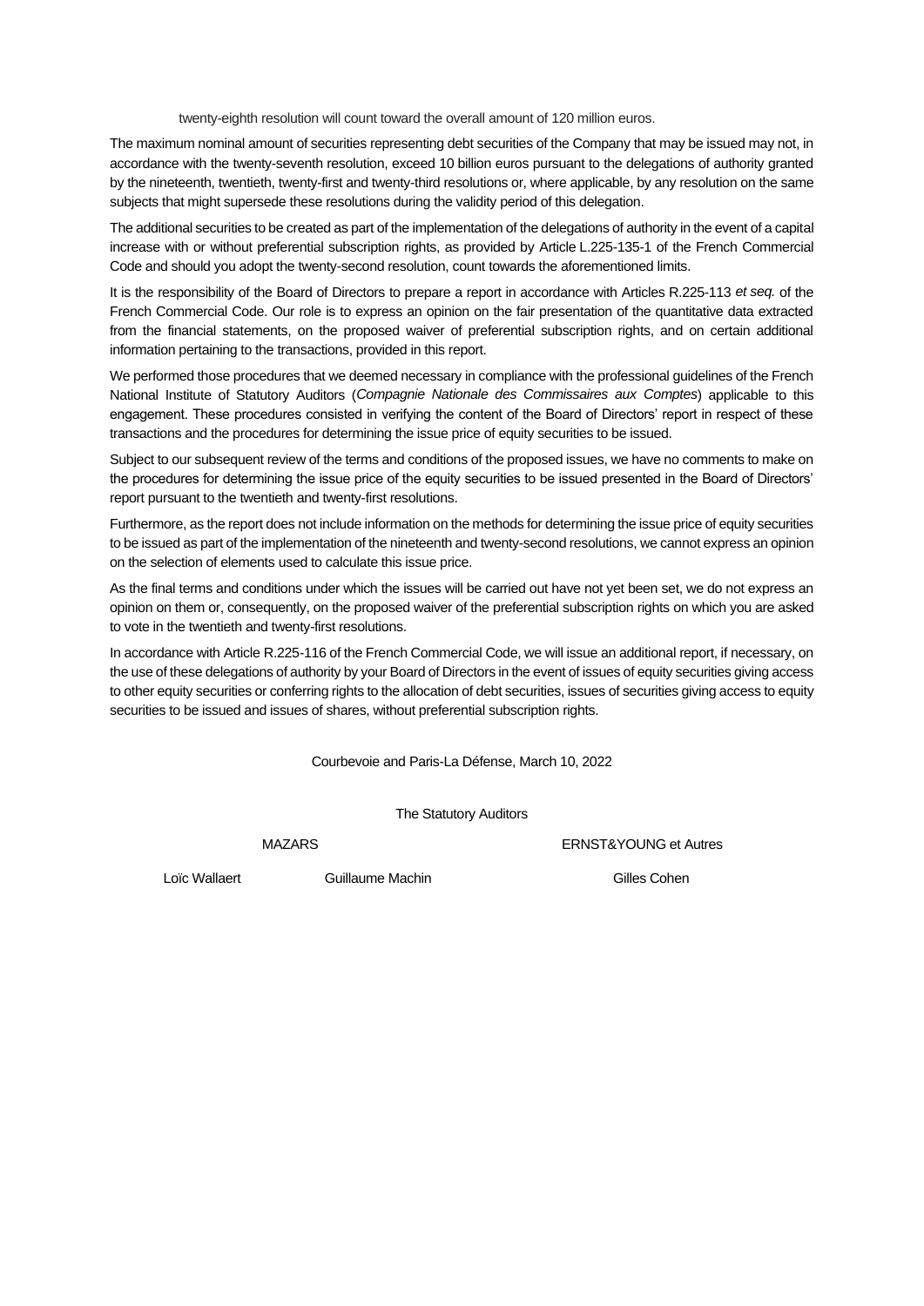twenty-eighth resolution will count toward the overall amount of 120 million euros.

The maximum nominal amount of securities representing debt securities of the Company that may be issued may not, in accordance with the twenty-seventh resolution, exceed 10 billion euros pursuant to the delegations of authority granted by the nineteenth, twentieth, twenty-first and twenty-third resolutions or, where applicable, by any resolution on the same subjects that might supersede these resolutions during the validity period of this delegation.

The additional securities to be created as part of the implementation of the delegations of authority in the event of a capital increase with or without preferential subscription rights, as provided by Article L.225-135-1 of the French Commercial Code and should you adopt the twenty-second resolution, count towards the aforementioned limits.

It is the responsibility of the Board of Directors to prepare a report in accordance with Articles R.225-113 *et seq.* of the French Commercial Code. Our role is to express an opinion on the fair presentation of the quantitative data extracted from the financial statements, on the proposed waiver of preferential subscription rights, and on certain additional information pertaining to the transactions, provided in this report.

We performed those procedures that we deemed necessary in compliance with the professional guidelines of the French National Institute of Statutory Auditors (*Compagnie Nationale des Commissaires aux Comptes*) applicable to this engagement. These procedures consisted in verifying the content of the Board of Directors' report in respect of these transactions and the procedures for determining the issue price of equity securities to be issued.

Subject to our subsequent review of the terms and conditions of the proposed issues, we have no comments to make on the procedures for determining the issue price of the equity securities to be issued presented in the Board of Directors' report pursuant to the twentieth and twenty-first resolutions.

Furthermore, as the report does not include information on the methods for determining the issue price of equity securities to be issued as part of the implementation of the nineteenth and twenty-second resolutions, we cannot express an opinion on the selection of elements used to calculate this issue price.

As the final terms and conditions under which the issues will be carried out have not yet been set, we do not express an opinion on them or, consequently, on the proposed waiver of the preferential subscription rights on which you are asked to vote in the twentieth and twenty-first resolutions.

In accordance with Article R.225-116 of the French Commercial Code, we will issue an additional report, if necessary, on the use of these delegations of authority by your Board of Directors in the event of issues of equity securities giving access to other equity securities or conferring rights to the allocation of debt securities, issues of securities giving access to equity securities to be issued and issues of shares, without preferential subscription rights.

Courbevoie and Paris-La Défense, March 10, 2022

The Statutory Auditors

MAZARS

Loïc Wallaert

Guillaume Machin

ERNST&YOUNG et Autres

Gilles Cohen